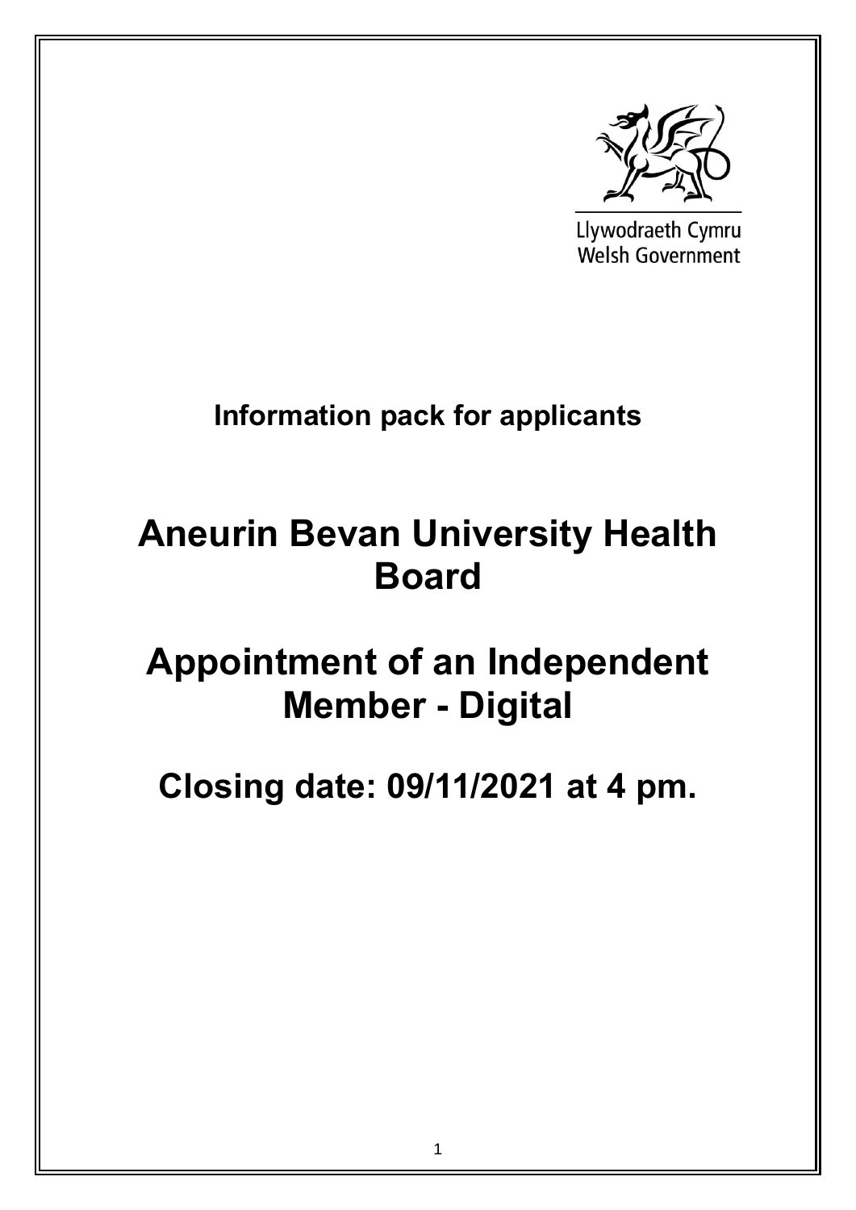Llywodraeth Cymru
Welsh Government

**Information pack for applicants**

# Aneurin Bevan University Health Board

# Appointment of an Independent Member - Digital

# Closing date: 09/11/2021 at 4 pm.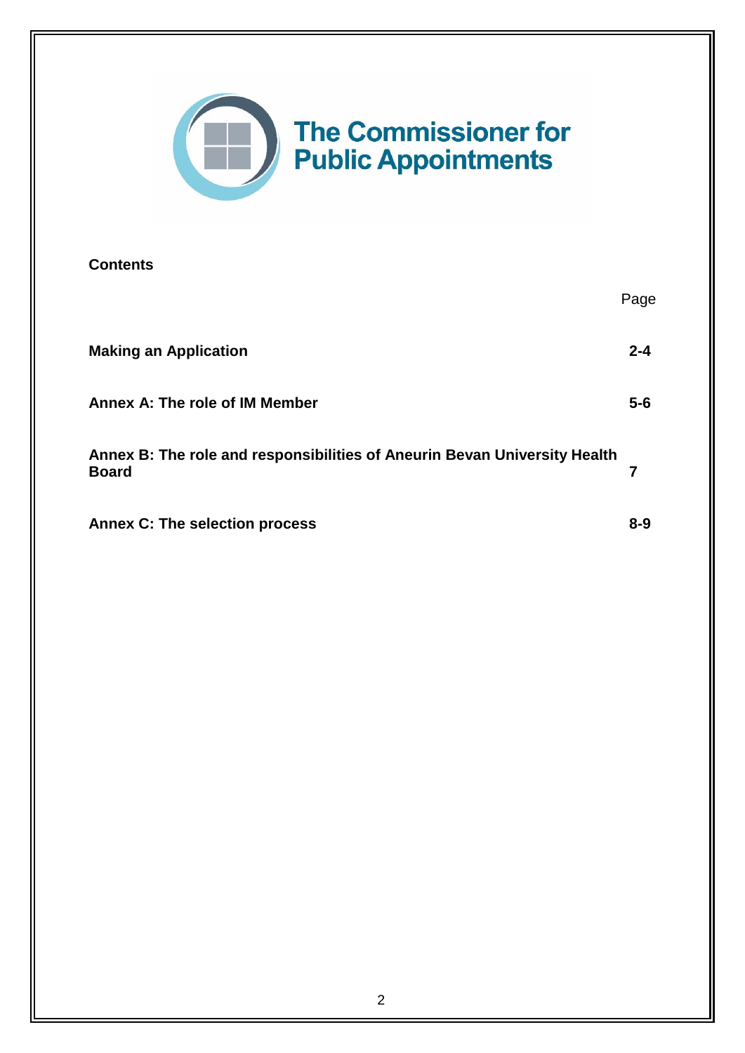**The Commissioner for Public Appointments**

## Contents

| | Page |
|---|---|
| **Making an Application** | **2-4** |
| **Annex A: The role of IM Member** | **5-6** |
| **Annex B: The role and responsibilities of Aneurin Bevan University Health Board** | **7** |
| **Annex C: The selection process** | **8-9** |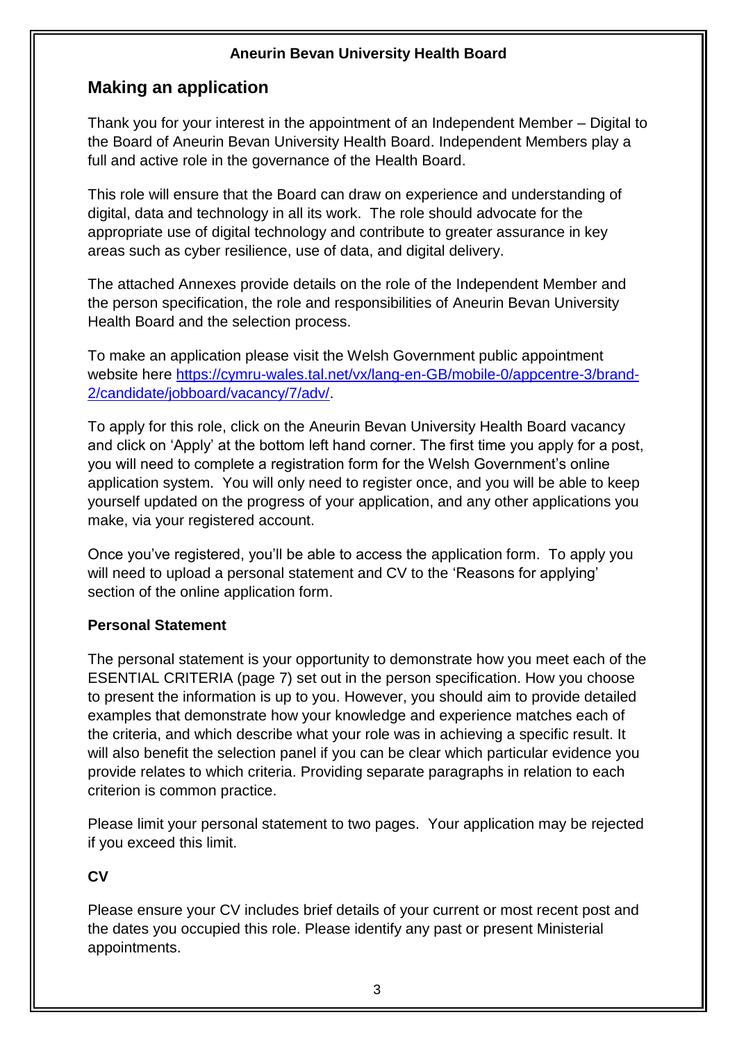**Aneurin Bevan University Health Board**

## Making an application

Thank you for your interest in the appointment of an Independent Member – Digital to the Board of Aneurin Bevan University Health Board. Independent Members play a full and active role in the governance of the Health Board.

This role will ensure that the Board can draw on experience and understanding of digital, data and technology in all its work. The role should advocate for the appropriate use of digital technology and contribute to greater assurance in key areas such as cyber resilience, use of data, and digital delivery.

The attached Annexes provide details on the role of the Independent Member and the person specification, the role and responsibilities of Aneurin Bevan University Health Board and the selection process.

To make an application please visit the Welsh Government public appointment website here https://cymru-wales.tal.net/vx/lang-en-GB/mobile-0/appcentre-3/brand-2/candidate/jobboard/vacancy/7/adv/.

To apply for this role, click on the Aneurin Bevan University Health Board vacancy and click on 'Apply' at the bottom left hand corner. The first time you apply for a post, you will need to complete a registration form for the Welsh Government's online application system. You will only need to register once, and you will be able to keep yourself updated on the progress of your application, and any other applications you make, via your registered account.

Once you've registered, you'll be able to access the application form. To apply you will need to upload a personal statement and CV to the 'Reasons for applying' section of the online application form.

**Personal Statement**

The personal statement is your opportunity to demonstrate how you meet each of the ESENTIAL CRITERIA (page 7) set out in the person specification. How you choose to present the information is up to you. However, you should aim to provide detailed examples that demonstrate how your knowledge and experience matches each of the criteria, and which describe what your role was in achieving a specific result. It will also benefit the selection panel if you can be clear which particular evidence you provide relates to which criteria. Providing separate paragraphs in relation to each criterion is common practice.

Please limit your personal statement to two pages. Your application may be rejected if you exceed this limit.

**CV**

Please ensure your CV includes brief details of your current or most recent post and the dates you occupied this role. Please identify any past or present Ministerial appointments.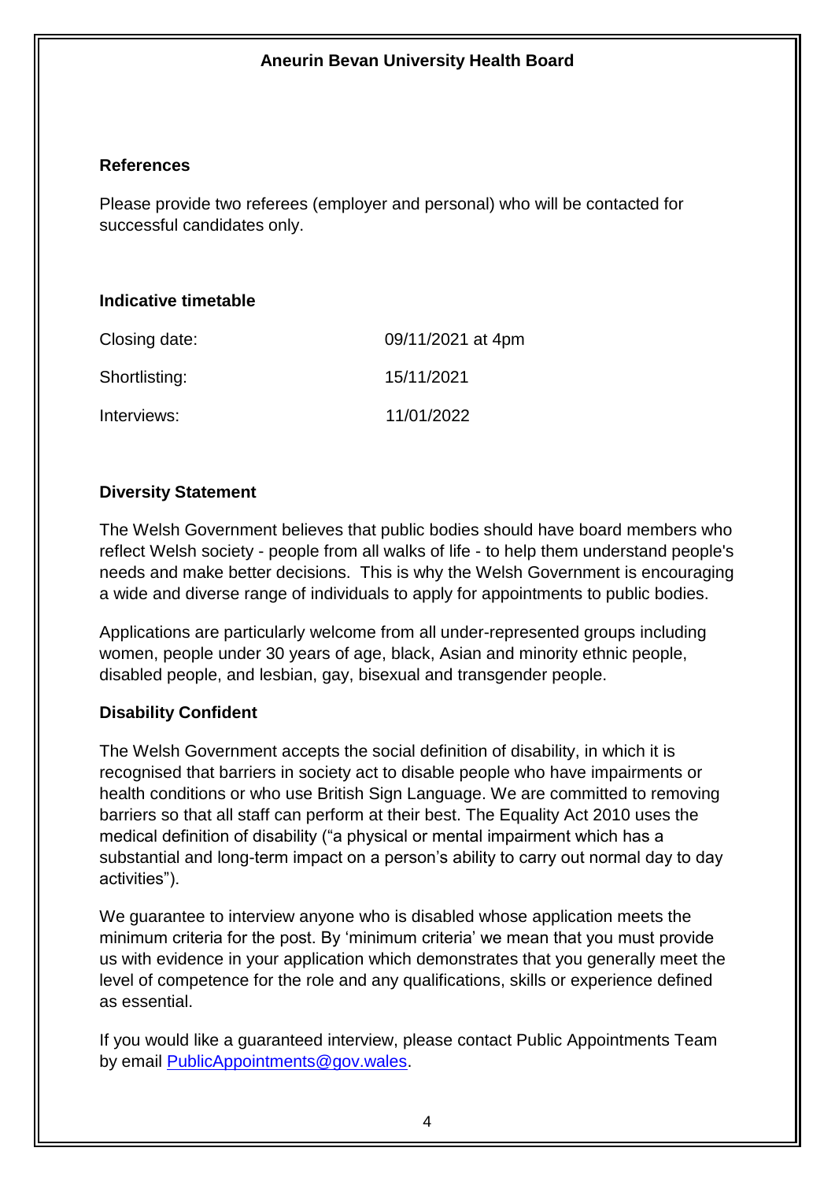**Aneurin Bevan University Health Board**

**References**

Please provide two referees (employer and personal) who will be contacted for successful candidates only.

**Indicative timetable**

| | |
|---|---|
| Closing date: | 09/11/2021 at 4pm |
| Shortlisting: | 15/11/2021 |
| Interviews: | 11/01/2022 |

**Diversity Statement**

The Welsh Government believes that public bodies should have board members who reflect Welsh society - people from all walks of life - to help them understand people's needs and make better decisions. This is why the Welsh Government is encouraging a wide and diverse range of individuals to apply for appointments to public bodies.

Applications are particularly welcome from all under-represented groups including women, people under 30 years of age, black, Asian and minority ethnic people, disabled people, and lesbian, gay, bisexual and transgender people.

**Disability Confident**

The Welsh Government accepts the social definition of disability, in which it is recognised that barriers in society act to disable people who have impairments or health conditions or who use British Sign Language. We are committed to removing barriers so that all staff can perform at their best. The Equality Act 2010 uses the medical definition of disability ("a physical or mental impairment which has a substantial and long-term impact on a person's ability to carry out normal day to day activities").

We guarantee to interview anyone who is disabled whose application meets the minimum criteria for the post. By 'minimum criteria' we mean that you must provide us with evidence in your application which demonstrates that you generally meet the level of competence for the role and any qualifications, skills or experience defined as essential.

If you would like a guaranteed interview, please contact Public Appointments Team by email PublicAppointments@gov.wales.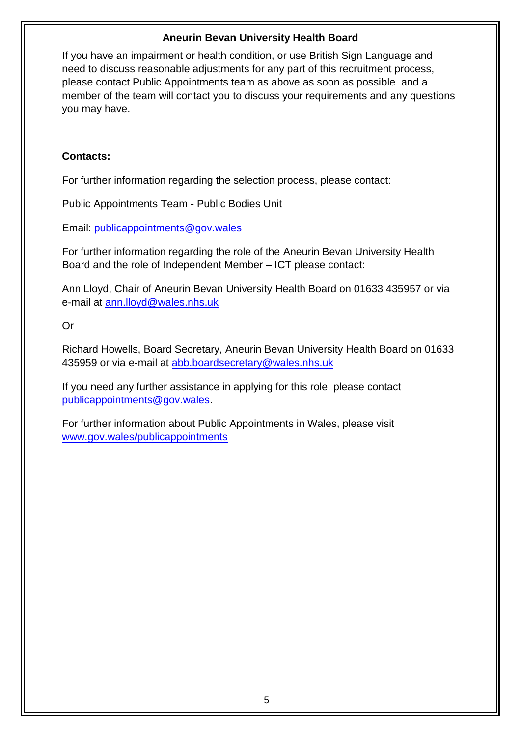**Aneurin Bevan University Health Board**

If you have an impairment or health condition, or use British Sign Language and need to discuss reasonable adjustments for any part of this recruitment process, please contact Public Appointments team as above as soon as possible and a member of the team will contact you to discuss your requirements and any questions you may have.

**Contacts:**

For further information regarding the selection process, please contact:

Public Appointments Team - Public Bodies Unit

Email: publicappointments@gov.wales

For further information regarding the role of the Aneurin Bevan University Health Board and the role of Independent Member – ICT please contact:

Ann Lloyd, Chair of Aneurin Bevan University Health Board on 01633 435957 or via e-mail at ann.lloyd@wales.nhs.uk

Or

Richard Howells, Board Secretary, Aneurin Bevan University Health Board on 01633 435959 or via e-mail at abb.boardsecretary@wales.nhs.uk

If you need any further assistance in applying for this role, please contact publicappointments@gov.wales.

For further information about Public Appointments in Wales, please visit www.gov.wales/publicappointments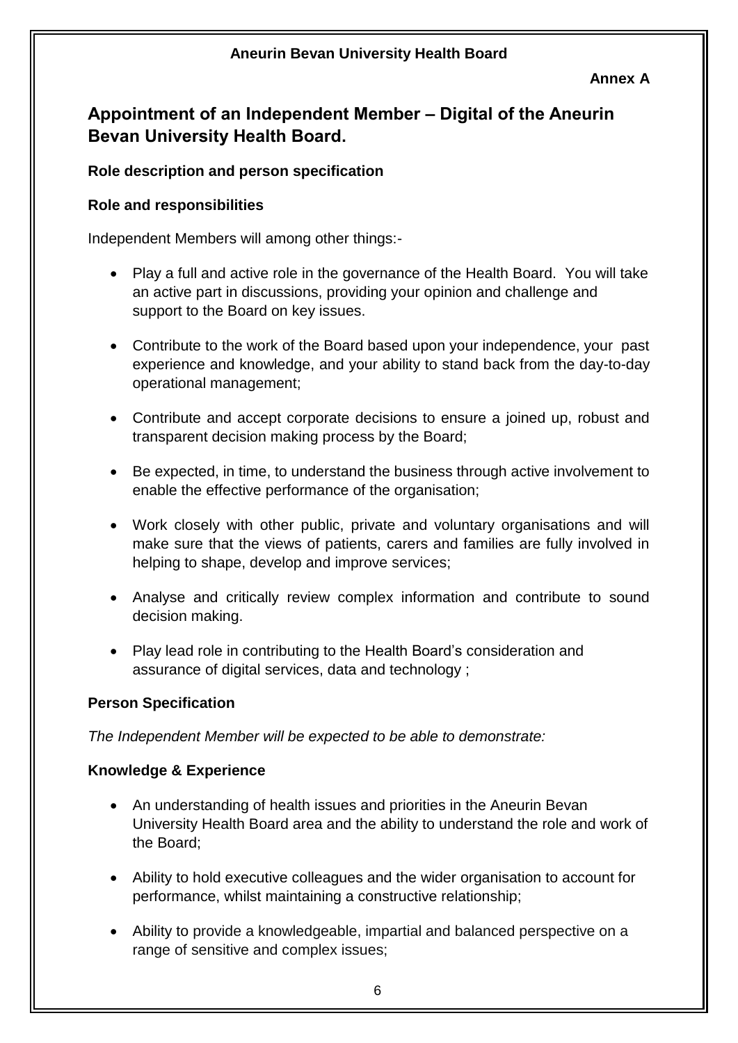**Aneurin Bevan University Health Board**

**Annex A**

## Appointment of an Independent Member – Digital of the Aneurin Bevan University Health Board.

**Role description and person specification**

**Role and responsibilities**

Independent Members will among other things:-

- Play a full and active role in the governance of the Health Board. You will take an active part in discussions, providing your opinion and challenge and support to the Board on key issues.
- Contribute to the work of the Board based upon your independence, your past experience and knowledge, and your ability to stand back from the day-to-day operational management;
- Contribute and accept corporate decisions to ensure a joined up, robust and transparent decision making process by the Board;
- Be expected, in time, to understand the business through active involvement to enable the effective performance of the organisation;
- Work closely with other public, private and voluntary organisations and will make sure that the views of patients, carers and families are fully involved in helping to shape, develop and improve services;
- Analyse and critically review complex information and contribute to sound decision making.
- Play lead role in contributing to the Health Board's consideration and assurance of digital services, data and technology ;

**Person Specification**

*The Independent Member will be expected to be able to demonstrate:*

**Knowledge & Experience**

- An understanding of health issues and priorities in the Aneurin Bevan University Health Board area and the ability to understand the role and work of the Board;
- Ability to hold executive colleagues and the wider organisation to account for performance, whilst maintaining a constructive relationship;
- Ability to provide a knowledgeable, impartial and balanced perspective on a range of sensitive and complex issues;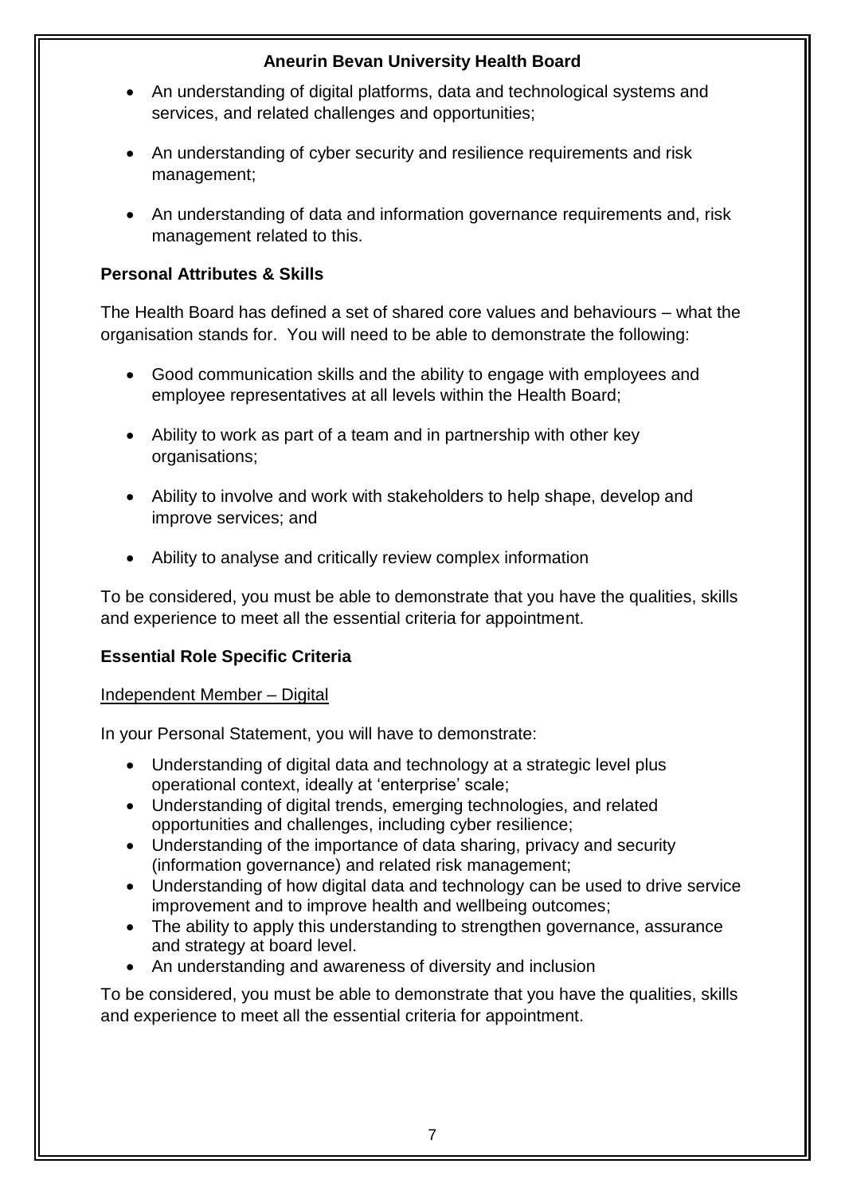- An understanding of digital platforms, data and technological systems and services, and related challenges and opportunities;
- An understanding of cyber security and resilience requirements and risk management;
- An understanding of data and information governance requirements and, risk management related to this.

## Personal Attributes & Skills

The Health Board has defined a set of shared core values and behaviours – what the organisation stands for. You will need to be able to demonstrate the following:

- Good communication skills and the ability to engage with employees and employee representatives at all levels within the Health Board;
- Ability to work as part of a team and in partnership with other key organisations;
- Ability to involve and work with stakeholders to help shape, develop and improve services; and
- Ability to analyse and critically review complex information

To be considered, you must be able to demonstrate that you have the qualities, skills and experience to meet all the essential criteria for appointment.

## Essential Role Specific Criteria

Independent Member – Digital

In your Personal Statement, you will have to demonstrate:

- Understanding of digital data and technology at a strategic level plus operational context, ideally at 'enterprise' scale;
- Understanding of digital trends, emerging technologies, and related opportunities and challenges, including cyber resilience;
- Understanding of the importance of data sharing, privacy and security (information governance) and related risk management;
- Understanding of how digital data and technology can be used to drive service improvement and to improve health and wellbeing outcomes;
- The ability to apply this understanding to strengthen governance, assurance and strategy at board level.
- An understanding and awareness of diversity and inclusion

To be considered, you must be able to demonstrate that you have the qualities, skills and experience to meet all the essential criteria for appointment.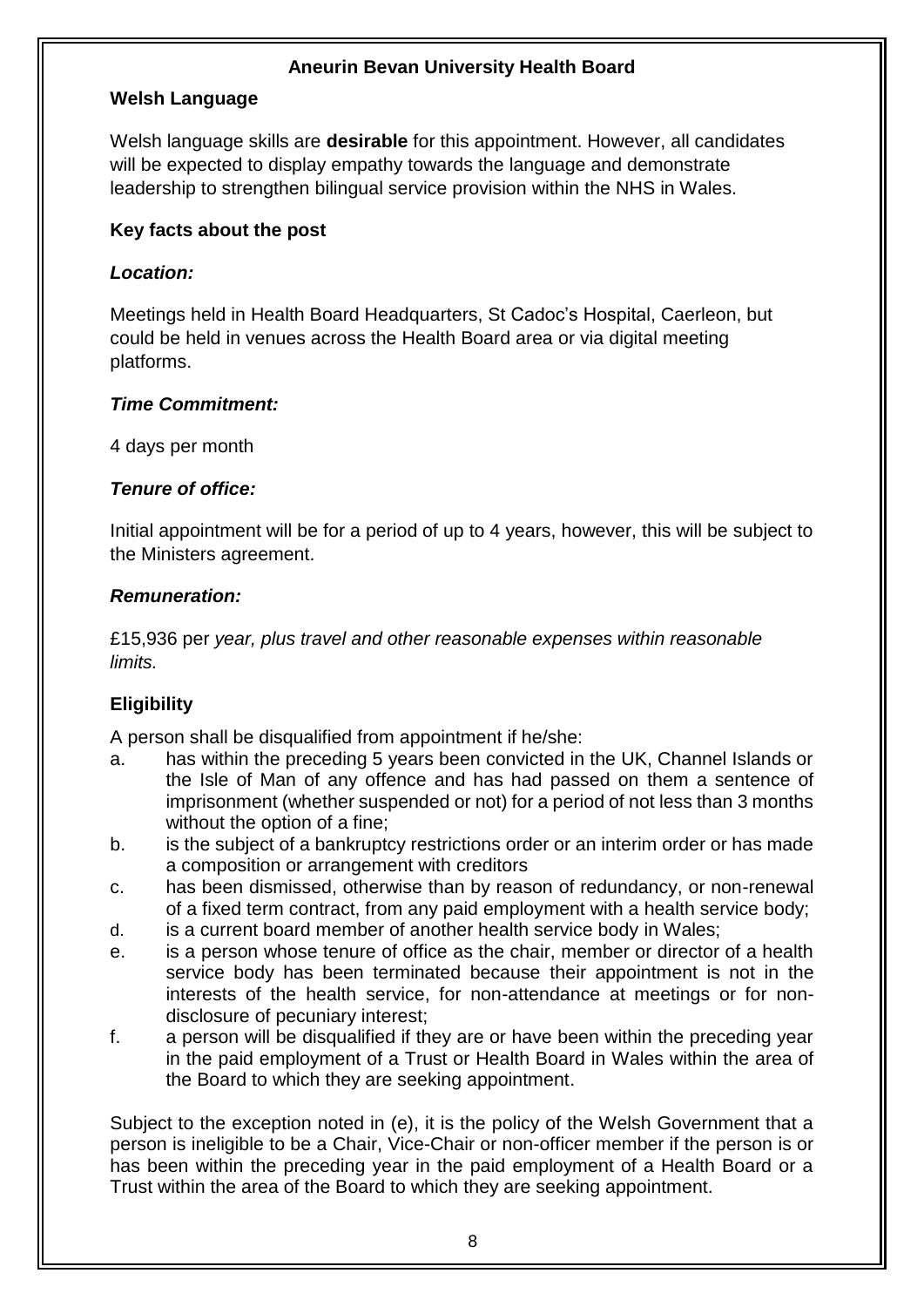# Aneurin Bevan University Health Board

## Welsh Language

Welsh language skills are **desirable** for this appointment. However, all candidates will be expected to display empathy towards the language and demonstrate leadership to strengthen bilingual service provision within the NHS in Wales.

## Key facts about the post

### *Location:*

Meetings held in Health Board Headquarters, St Cadoc's Hospital, Caerleon, but could be held in venues across the Health Board area or via digital meeting platforms.

### *Time Commitment:*

4 days per month

### *Tenure of office:*

Initial appointment will be for a period of up to 4 years, however, this will be subject to the Ministers agreement.

### *Remuneration:*

£15,936 per *year, plus travel and other reasonable expenses within reasonable limits.*

## Eligibility

A person shall be disqualified from appointment if he/she:

a. has within the preceding 5 years been convicted in the UK, Channel Islands or the Isle of Man of any offence and has had passed on them a sentence of imprisonment (whether suspended or not) for a period of not less than 3 months without the option of a fine;
b. is the subject of a bankruptcy restrictions order or an interim order or has made a composition or arrangement with creditors
c. has been dismissed, otherwise than by reason of redundancy, or non-renewal of a fixed term contract, from any paid employment with a health service body;
d. is a current board member of another health service body in Wales;
e. is a person whose tenure of office as the chair, member or director of a health service body has been terminated because their appointment is not in the interests of the health service, for non-attendance at meetings or for non-disclosure of pecuniary interest;
f. a person will be disqualified if they are or have been within the preceding year in the paid employment of a Trust or Health Board in Wales within the area of the Board to which they are seeking appointment.

Subject to the exception noted in (e), it is the policy of the Welsh Government that a person is ineligible to be a Chair, Vice-Chair or non-officer member if the person is or has been within the preceding year in the paid employment of a Health Board or a Trust within the area of the Board to which they are seeking appointment.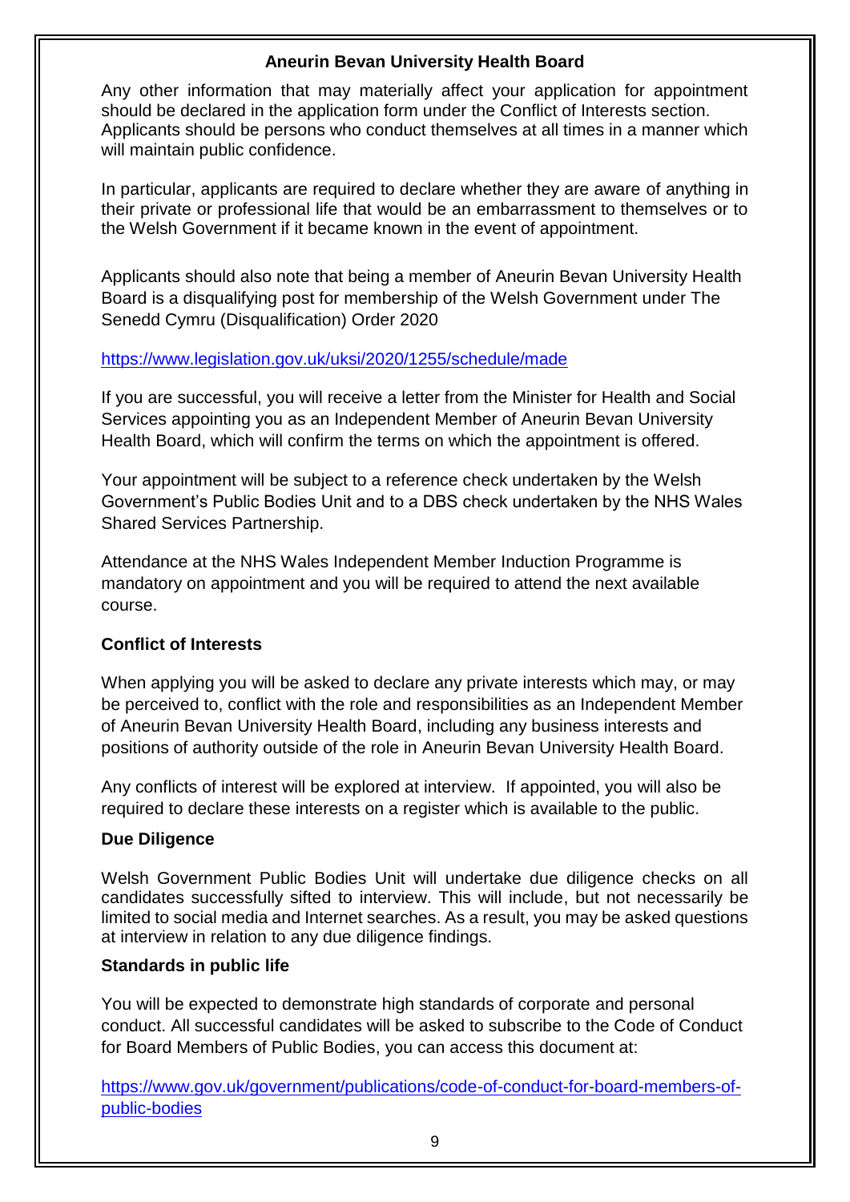**Aneurin Bevan University Health Board**

Any other information that may materially affect your application for appointment should be declared in the application form under the Conflict of Interests section. Applicants should be persons who conduct themselves at all times in a manner which will maintain public confidence.

In particular, applicants are required to declare whether they are aware of anything in their private or professional life that would be an embarrassment to themselves or to the Welsh Government if it became known in the event of appointment.

Applicants should also note that being a member of Aneurin Bevan University Health Board is a disqualifying post for membership of the Welsh Government under The Senedd Cymru (Disqualification) Order 2020

https://www.legislation.gov.uk/uksi/2020/1255/schedule/made

If you are successful, you will receive a letter from the Minister for Health and Social Services appointing you as an Independent Member of Aneurin Bevan University Health Board, which will confirm the terms on which the appointment is offered.

Your appointment will be subject to a reference check undertaken by the Welsh Government's Public Bodies Unit and to a DBS check undertaken by the NHS Wales Shared Services Partnership.

Attendance at the NHS Wales Independent Member Induction Programme is mandatory on appointment and you will be required to attend the next available course.

**Conflict of Interests**

When applying you will be asked to declare any private interests which may, or may be perceived to, conflict with the role and responsibilities as an Independent Member of Aneurin Bevan University Health Board, including any business interests and positions of authority outside of the role in Aneurin Bevan University Health Board.

Any conflicts of interest will be explored at interview. If appointed, you will also be required to declare these interests on a register which is available to the public.

**Due Diligence**

Welsh Government Public Bodies Unit will undertake due diligence checks on all candidates successfully sifted to interview. This will include, but not necessarily be limited to social media and Internet searches. As a result, you may be asked questions at interview in relation to any due diligence findings.

**Standards in public life**

You will be expected to demonstrate high standards of corporate and personal conduct. All successful candidates will be asked to subscribe to the Code of Conduct for Board Members of Public Bodies, you can access this document at:

https://www.gov.uk/government/publications/code-of-conduct-for-board-members-of-public-bodies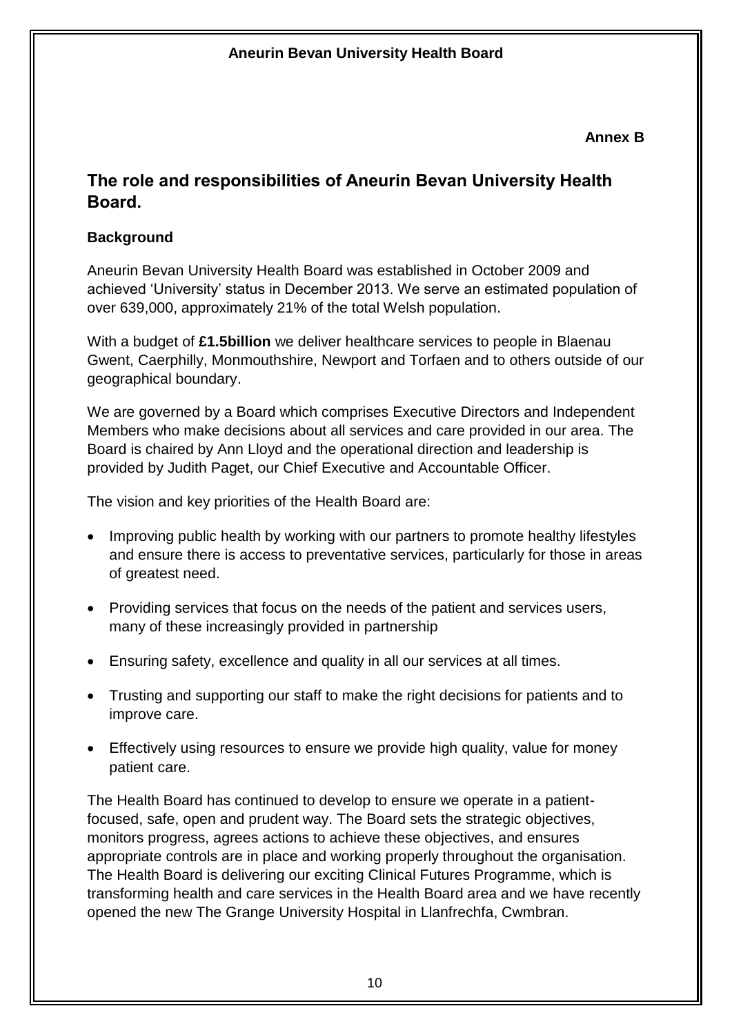**Annex B**

## The role and responsibilities of Aneurin Bevan University Health Board.

### Background

Aneurin Bevan University Health Board was established in October 2009 and achieved 'University' status in December 2013. We serve an estimated population of over 639,000, approximately 21% of the total Welsh population.

With a budget of **£1.5billion** we deliver healthcare services to people in Blaenau Gwent, Caerphilly, Monmouthshire, Newport and Torfaen and to others outside of our geographical boundary.

We are governed by a Board which comprises Executive Directors and Independent Members who make decisions about all services and care provided in our area. The Board is chaired by Ann Lloyd and the operational direction and leadership is provided by Judith Paget, our Chief Executive and Accountable Officer.

The vision and key priorities of the Health Board are:

- Improving public health by working with our partners to promote healthy lifestyles and ensure there is access to preventative services, particularly for those in areas of greatest need.
- Providing services that focus on the needs of the patient and services users, many of these increasingly provided in partnership
- Ensuring safety, excellence and quality in all our services at all times.
- Trusting and supporting our staff to make the right decisions for patients and to improve care.
- Effectively using resources to ensure we provide high quality, value for money patient care.

The Health Board has continued to develop to ensure we operate in a patient-focused, safe, open and prudent way. The Board sets the strategic objectives, monitors progress, agrees actions to achieve these objectives, and ensures appropriate controls are in place and working properly throughout the organisation. The Health Board is delivering our exciting Clinical Futures Programme, which is transforming health and care services in the Health Board area and we have recently opened the new The Grange University Hospital in Llanfrechfa, Cwmbran.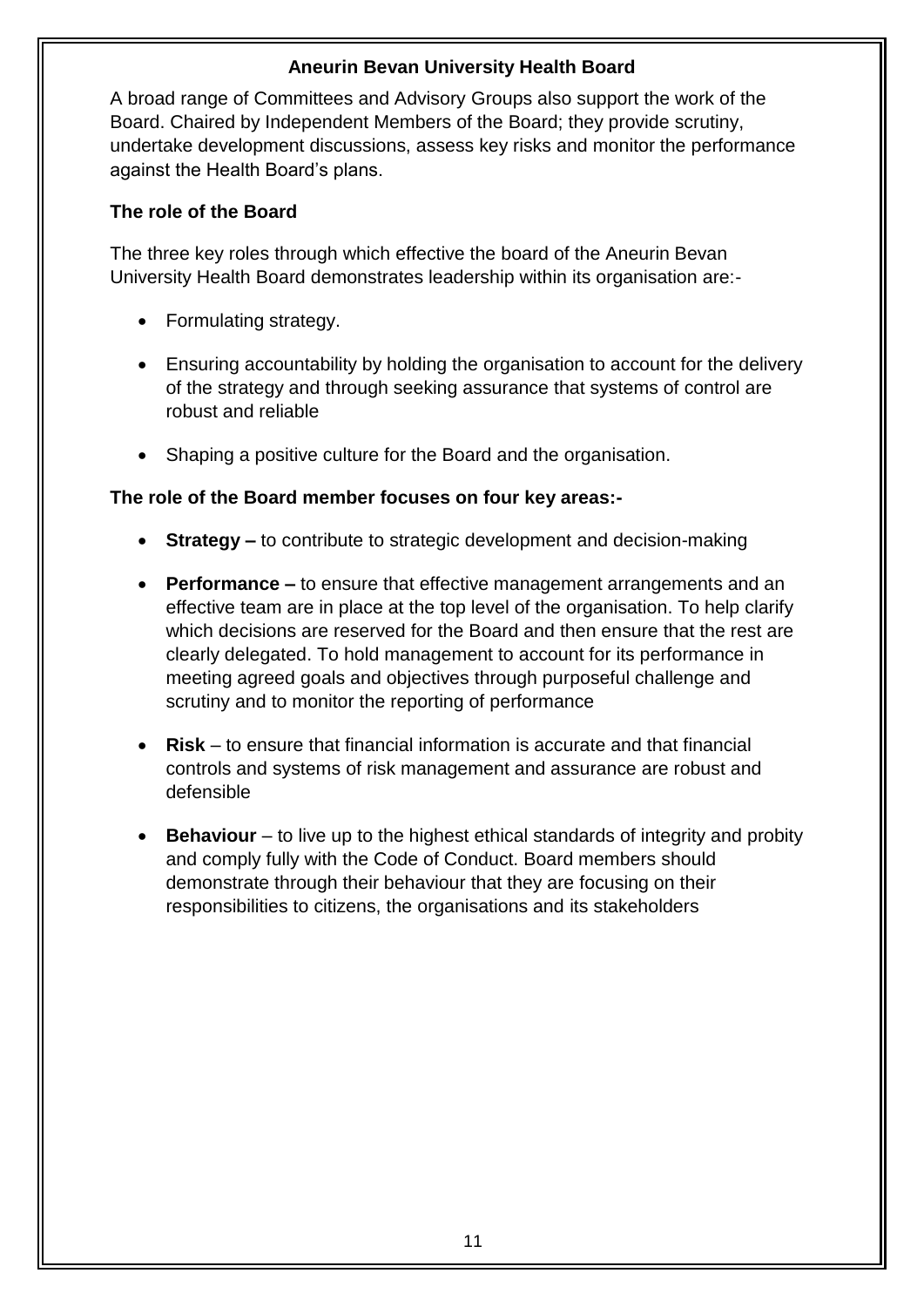**Aneurin Bevan University Health Board**

A broad range of Committees and Advisory Groups also support the work of the Board. Chaired by Independent Members of the Board; they provide scrutiny, undertake development discussions, assess key risks and monitor the performance against the Health Board's plans.

**The role of the Board**

The three key roles through which effective the board of the Aneurin Bevan University Health Board demonstrates leadership within its organisation are:-

- Formulating strategy.
- Ensuring accountability by holding the organisation to account for the delivery of the strategy and through seeking assurance that systems of control are robust and reliable
- Shaping a positive culture for the Board and the organisation.

**The role of the Board member focuses on four key areas:-**

- **Strategy –** to contribute to strategic development and decision-making
- **Performance –** to ensure that effective management arrangements and an effective team are in place at the top level of the organisation. To help clarify which decisions are reserved for the Board and then ensure that the rest are clearly delegated. To hold management to account for its performance in meeting agreed goals and objectives through purposeful challenge and scrutiny and to monitor the reporting of performance
- **Risk** – to ensure that financial information is accurate and that financial controls and systems of risk management and assurance are robust and defensible
- **Behaviour** – to live up to the highest ethical standards of integrity and probity and comply fully with the Code of Conduct. Board members should demonstrate through their behaviour that they are focusing on their responsibilities to citizens, the organisations and its stakeholders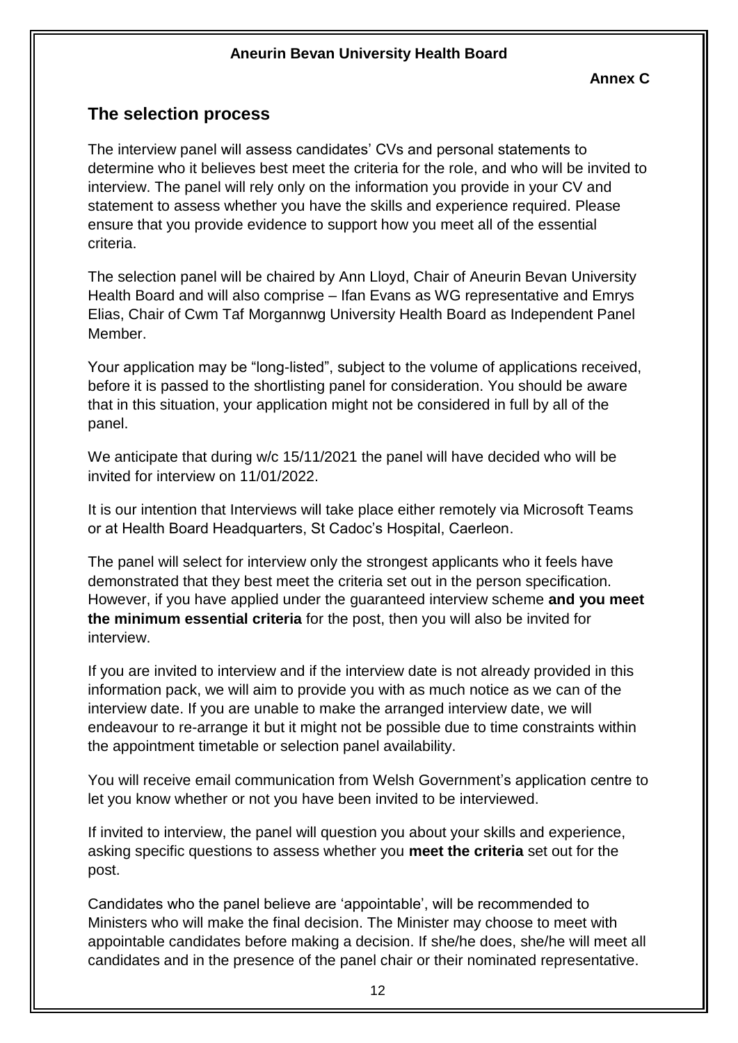**Annex C**

## The selection process

The interview panel will assess candidates' CVs and personal statements to determine who it believes best meet the criteria for the role, and who will be invited to interview. The panel will rely only on the information you provide in your CV and statement to assess whether you have the skills and experience required. Please ensure that you provide evidence to support how you meet all of the essential criteria.

The selection panel will be chaired by Ann Lloyd, Chair of Aneurin Bevan University Health Board and will also comprise – Ifan Evans as WG representative and Emrys Elias, Chair of Cwm Taf Morgannwg University Health Board as Independent Panel Member.

Your application may be "long-listed", subject to the volume of applications received, before it is passed to the shortlisting panel for consideration. You should be aware that in this situation, your application might not be considered in full by all of the panel.

We anticipate that during w/c 15/11/2021 the panel will have decided who will be invited for interview on 11/01/2022.

It is our intention that Interviews will take place either remotely via Microsoft Teams or at Health Board Headquarters, St Cadoc's Hospital, Caerleon.

The panel will select for interview only the strongest applicants who it feels have demonstrated that they best meet the criteria set out in the person specification. However, if you have applied under the guaranteed interview scheme **and you meet the minimum essential criteria** for the post, then you will also be invited for interview.

If you are invited to interview and if the interview date is not already provided in this information pack, we will aim to provide you with as much notice as we can of the interview date. If you are unable to make the arranged interview date, we will endeavour to re-arrange it but it might not be possible due to time constraints within the appointment timetable or selection panel availability.

You will receive email communication from Welsh Government's application centre to let you know whether or not you have been invited to be interviewed.

If invited to interview, the panel will question you about your skills and experience, asking specific questions to assess whether you **meet the criteria** set out for the post.

Candidates who the panel believe are 'appointable', will be recommended to Ministers who will make the final decision. The Minister may choose to meet with appointable candidates before making a decision. If she/he does, she/he will meet all candidates and in the presence of the panel chair or their nominated representative.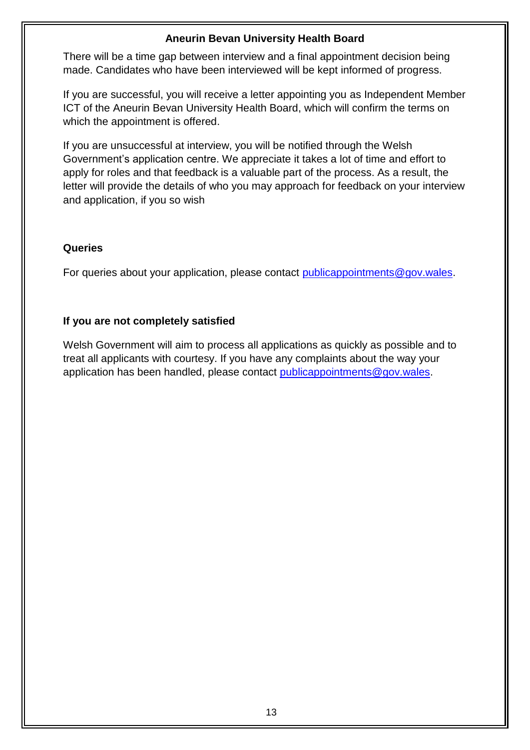There will be a time gap between interview and a final appointment decision being made. Candidates who have been interviewed will be kept informed of progress.

If you are successful, you will receive a letter appointing you as Independent Member ICT of the Aneurin Bevan University Health Board, which will confirm the terms on which the appointment is offered.

If you are unsuccessful at interview, you will be notified through the Welsh Government's application centre. We appreciate it takes a lot of time and effort to apply for roles and that feedback is a valuable part of the process. As a result, the letter will provide the details of who you may approach for feedback on your interview and application, if you so wish

**Queries**

For queries about your application, please contact publicappointments@gov.wales.

**If you are not completely satisfied**

Welsh Government will aim to process all applications as quickly as possible and to treat all applicants with courtesy. If you have any complaints about the way your application has been handled, please contact publicappointments@gov.wales.